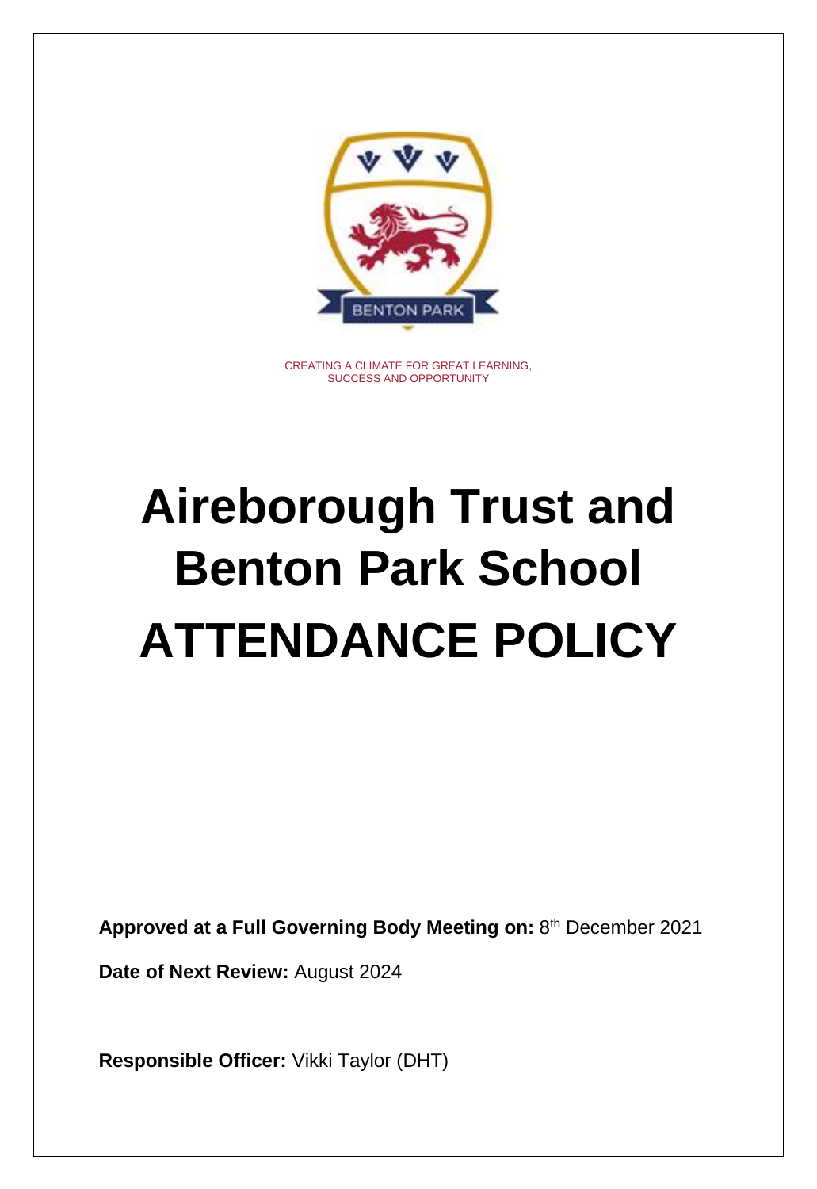BENTON PARK

CREATING A CLIMATE FOR GREAT LEARNING, SUCCESS AND OPPORTUNITY

# Aireborough Trust and Benton Park School ATTENDANCE POLICY

**Approved at a Full Governing Body Meeting on:** 8th December 2021

**Date of Next Review:** August 2024

**Responsible Officer:** Vikki Taylor (DHT)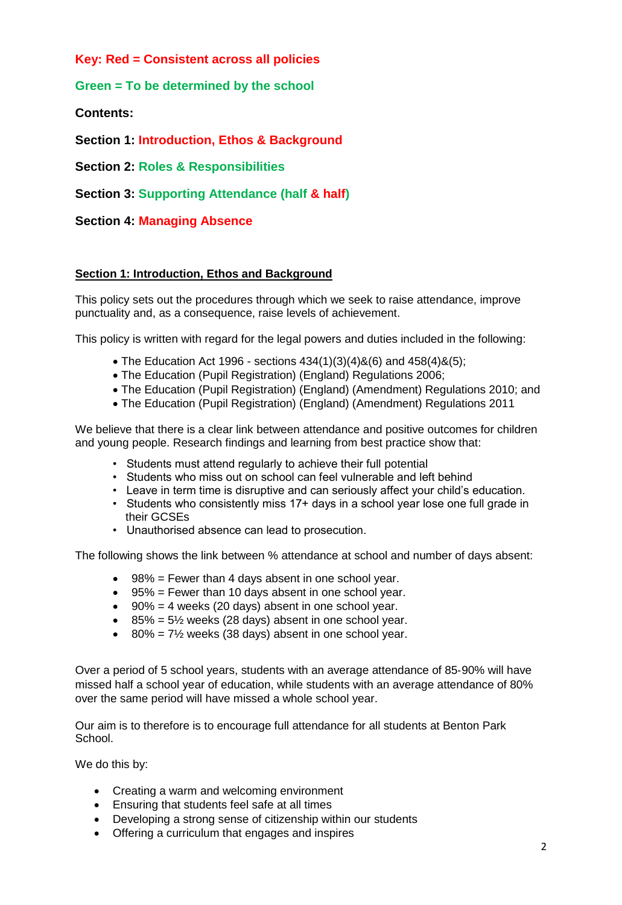**Key: Red = Consistent across all policies**

**Green = To be determined by the school**

**Contents:**

**Section 1: Introduction, Ethos & Background**

**Section 2: Roles & Responsibilities**

**Section 3: Supporting Attendance (half & half)**

**Section 4: Managing Absence**

## Section 1: Introduction, Ethos and Background

This policy sets out the procedures through which we seek to raise attendance, improve punctuality and, as a consequence, raise levels of achievement.

This policy is written with regard for the legal powers and duties included in the following:

- The Education Act 1996 - sections 434(1)(3)(4)&(6) and 458(4)&(5);
- The Education (Pupil Registration) (England) Regulations 2006;
- The Education (Pupil Registration) (England) (Amendment) Regulations 2010; and
- The Education (Pupil Registration) (England) (Amendment) Regulations 2011

We believe that there is a clear link between attendance and positive outcomes for children and young people. Research findings and learning from best practice show that:

- Students must attend regularly to achieve their full potential
- Students who miss out on school can feel vulnerable and left behind
- Leave in term time is disruptive and can seriously affect your child's education.
- Students who consistently miss 17+ days in a school year lose one full grade in their GCSEs
- Unauthorised absence can lead to prosecution.

The following shows the link between % attendance at school and number of days absent:

- 98% = Fewer than 4 days absent in one school year.
- 95% = Fewer than 10 days absent in one school year.
- 90% = 4 weeks (20 days) absent in one school year.
- 85% = 5½ weeks (28 days) absent in one school year.
- 80% = 7½ weeks (38 days) absent in one school year.

Over a period of 5 school years, students with an average attendance of 85-90% will have missed half a school year of education, while students with an average attendance of 80% over the same period will have missed a whole school year.

Our aim is to therefore is to encourage full attendance for all students at Benton Park School.

We do this by:

- Creating a warm and welcoming environment
- Ensuring that students feel safe at all times
- Developing a strong sense of citizenship within our students
- Offering a curriculum that engages and inspires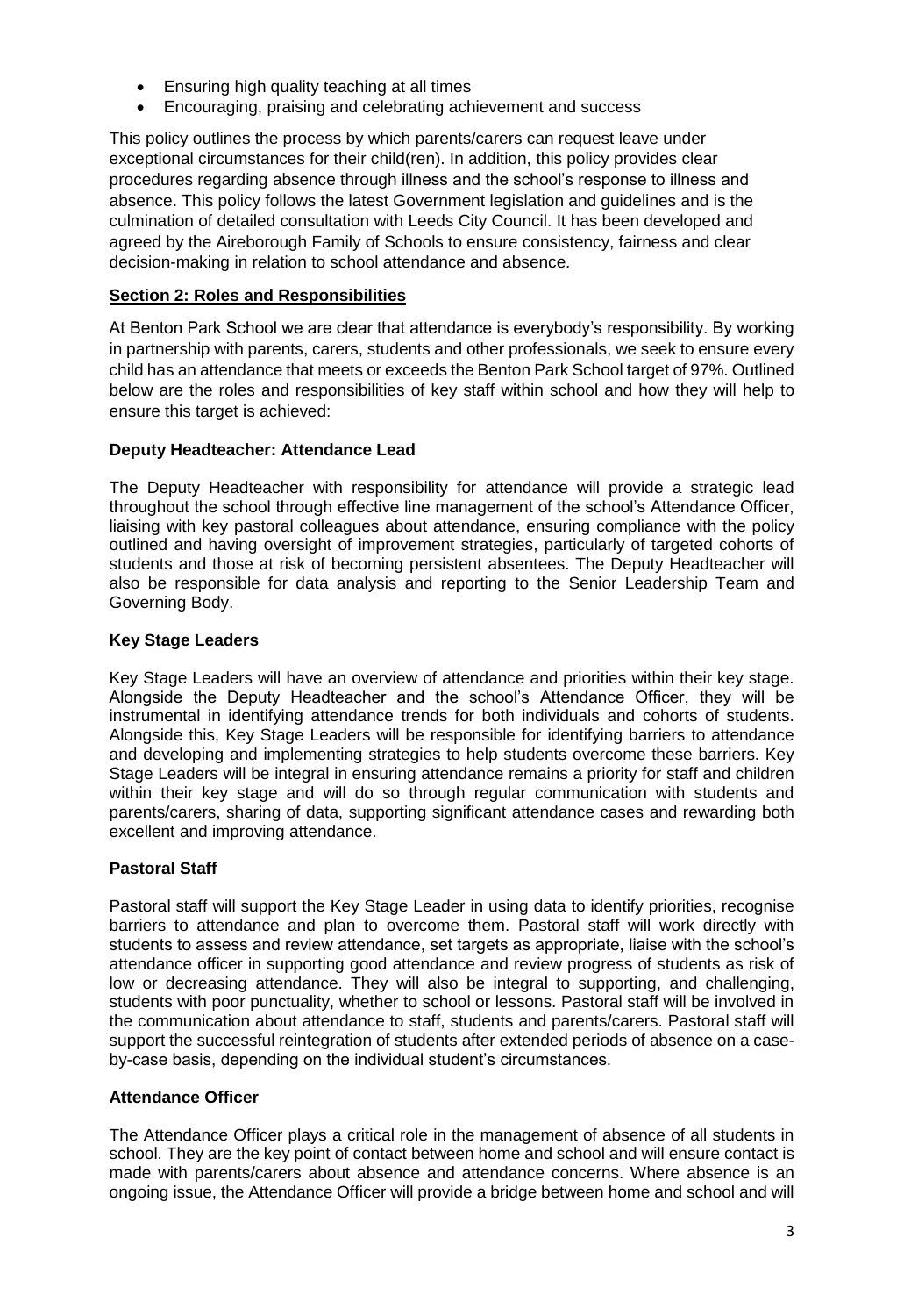- Ensuring high quality teaching at all times
- Encouraging, praising and celebrating achievement and success

This policy outlines the process by which parents/carers can request leave under exceptional circumstances for their child(ren). In addition, this policy provides clear procedures regarding absence through illness and the school's response to illness and absence. This policy follows the latest Government legislation and guidelines and is the culmination of detailed consultation with Leeds City Council. It has been developed and agreed by the Aireborough Family of Schools to ensure consistency, fairness and clear decision-making in relation to school attendance and absence.

## Section 2: Roles and Responsibilities

At Benton Park School we are clear that attendance is everybody's responsibility. By working in partnership with parents, carers, students and other professionals, we seek to ensure every child has an attendance that meets or exceeds the Benton Park School target of 97%. Outlined below are the roles and responsibilities of key staff within school and how they will help to ensure this target is achieved:

### Deputy Headteacher: Attendance Lead

The Deputy Headteacher with responsibility for attendance will provide a strategic lead throughout the school through effective line management of the school's Attendance Officer, liaising with key pastoral colleagues about attendance, ensuring compliance with the policy outlined and having oversight of improvement strategies, particularly of targeted cohorts of students and those at risk of becoming persistent absentees. The Deputy Headteacher will also be responsible for data analysis and reporting to the Senior Leadership Team and Governing Body.

### Key Stage Leaders

Key Stage Leaders will have an overview of attendance and priorities within their key stage. Alongside the Deputy Headteacher and the school's Attendance Officer, they will be instrumental in identifying attendance trends for both individuals and cohorts of students. Alongside this, Key Stage Leaders will be responsible for identifying barriers to attendance and developing and implementing strategies to help students overcome these barriers. Key Stage Leaders will be integral in ensuring attendance remains a priority for staff and children within their key stage and will do so through regular communication with students and parents/carers, sharing of data, supporting significant attendance cases and rewarding both excellent and improving attendance.

### Pastoral Staff

Pastoral staff will support the Key Stage Leader in using data to identify priorities, recognise barriers to attendance and plan to overcome them. Pastoral staff will work directly with students to assess and review attendance, set targets as appropriate, liaise with the school's attendance officer in supporting good attendance and review progress of students as risk of low or decreasing attendance. They will also be integral to supporting, and challenging, students with poor punctuality, whether to school or lessons. Pastoral staff will be involved in the communication about attendance to staff, students and parents/carers. Pastoral staff will support the successful reintegration of students after extended periods of absence on a case-by-case basis, depending on the individual student's circumstances.

### Attendance Officer

The Attendance Officer plays a critical role in the management of absence of all students in school. They are the key point of contact between home and school and will ensure contact is made with parents/carers about absence and attendance concerns. Where absence is an ongoing issue, the Attendance Officer will provide a bridge between home and school and will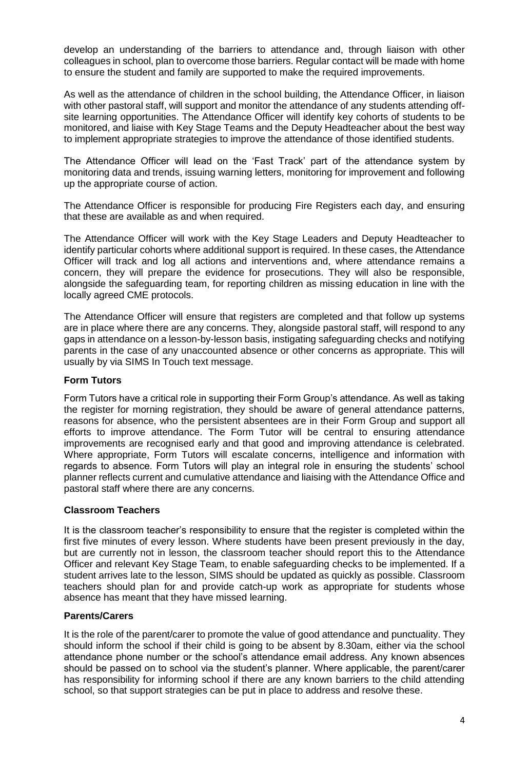develop an understanding of the barriers to attendance and, through liaison with other colleagues in school, plan to overcome those barriers. Regular contact will be made with home to ensure the student and family are supported to make the required improvements.

As well as the attendance of children in the school building, the Attendance Officer, in liaison with other pastoral staff, will support and monitor the attendance of any students attending off-site learning opportunities. The Attendance Officer will identify key cohorts of students to be monitored, and liaise with Key Stage Teams and the Deputy Headteacher about the best way to implement appropriate strategies to improve the attendance of those identified students.

The Attendance Officer will lead on the 'Fast Track' part of the attendance system by monitoring data and trends, issuing warning letters, monitoring for improvement and following up the appropriate course of action.

The Attendance Officer is responsible for producing Fire Registers each day, and ensuring that these are available as and when required.

The Attendance Officer will work with the Key Stage Leaders and Deputy Headteacher to identify particular cohorts where additional support is required. In these cases, the Attendance Officer will track and log all actions and interventions and, where attendance remains a concern, they will prepare the evidence for prosecutions. They will also be responsible, alongside the safeguarding team, for reporting children as missing education in line with the locally agreed CME protocols.

The Attendance Officer will ensure that registers are completed and that follow up systems are in place where there are any concerns. They, alongside pastoral staff, will respond to any gaps in attendance on a lesson-by-lesson basis, instigating safeguarding checks and notifying parents in the case of any unaccounted absence or other concerns as appropriate. This will usually by via SIMS In Touch text message.

**Form Tutors**

Form Tutors have a critical role in supporting their Form Group's attendance. As well as taking the register for morning registration, they should be aware of general attendance patterns, reasons for absence, who the persistent absentees are in their Form Group and support all efforts to improve attendance. The Form Tutor will be central to ensuring attendance improvements are recognised early and that good and improving attendance is celebrated. Where appropriate, Form Tutors will escalate concerns, intelligence and information with regards to absence. Form Tutors will play an integral role in ensuring the students' school planner reflects current and cumulative attendance and liaising with the Attendance Office and pastoral staff where there are any concerns.

**Classroom Teachers**

It is the classroom teacher's responsibility to ensure that the register is completed within the first five minutes of every lesson. Where students have been present previously in the day, but are currently not in lesson, the classroom teacher should report this to the Attendance Officer and relevant Key Stage Team, to enable safeguarding checks to be implemented. If a student arrives late to the lesson, SIMS should be updated as quickly as possible. Classroom teachers should plan for and provide catch-up work as appropriate for students whose absence has meant that they have missed learning.

**Parents/Carers**

It is the role of the parent/carer to promote the value of good attendance and punctuality. They should inform the school if their child is going to be absent by 8.30am, either via the school attendance phone number or the school's attendance email address. Any known absences should be passed on to school via the student's planner. Where applicable, the parent/carer has responsibility for informing school if there are any known barriers to the child attending school, so that support strategies can be put in place to address and resolve these.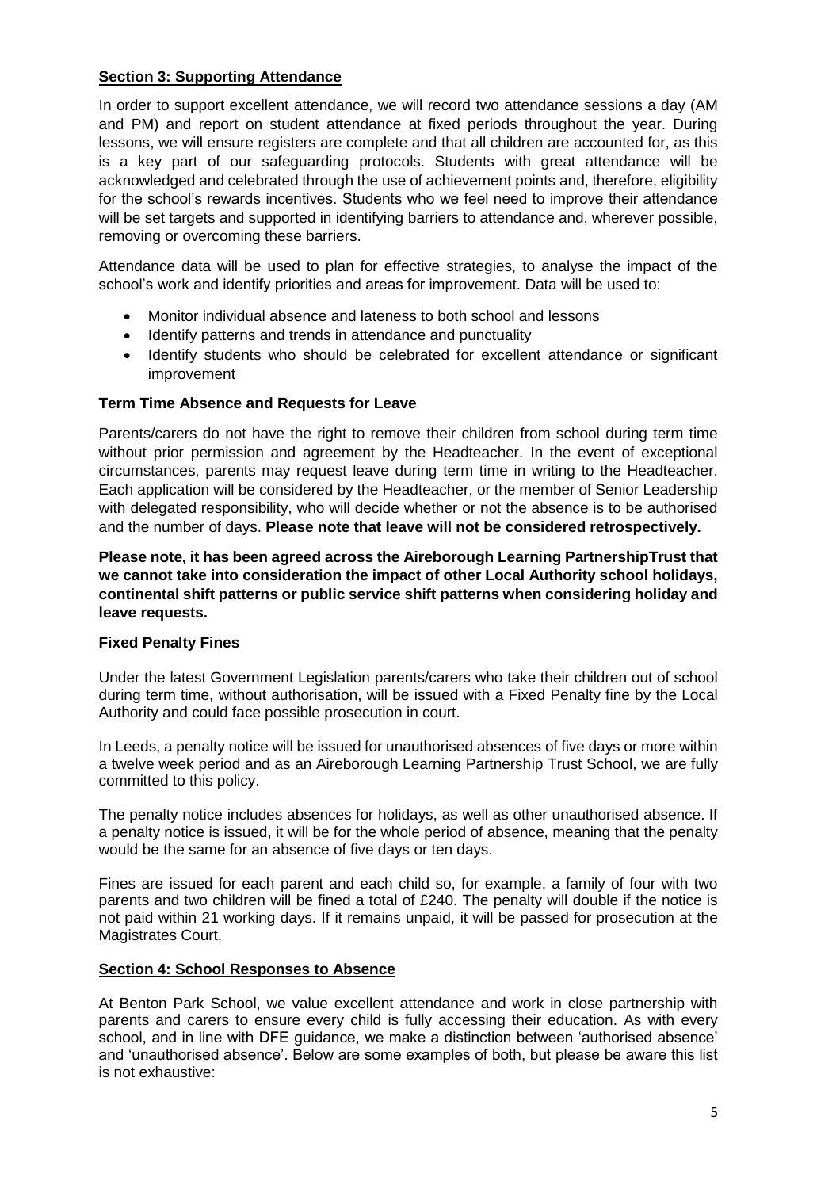## **Section 3: Supporting Attendance**

In order to support excellent attendance, we will record two attendance sessions a day (AM and PM) and report on student attendance at fixed periods throughout the year. During lessons, we will ensure registers are complete and that all children are accounted for, as this is a key part of our safeguarding protocols. Students with great attendance will be acknowledged and celebrated through the use of achievement points and, therefore, eligibility for the school's rewards incentives. Students who we feel need to improve their attendance will be set targets and supported in identifying barriers to attendance and, wherever possible, removing or overcoming these barriers.

Attendance data will be used to plan for effective strategies, to analyse the impact of the school's work and identify priorities and areas for improvement. Data will be used to:

- Monitor individual absence and lateness to both school and lessons
- Identify patterns and trends in attendance and punctuality
- Identify students who should be celebrated for excellent attendance or significant improvement

### **Term Time Absence and Requests for Leave**

Parents/carers do not have the right to remove their children from school during term time without prior permission and agreement by the Headteacher. In the event of exceptional circumstances, parents may request leave during term time in writing to the Headteacher. Each application will be considered by the Headteacher, or the member of Senior Leadership with delegated responsibility, who will decide whether or not the absence is to be authorised and the number of days. **Please note that leave will not be considered retrospectively.**

**Please note, it has been agreed across the Aireborough Learning PartnershipTrust that we cannot take into consideration the impact of other Local Authority school holidays, continental shift patterns or public service shift patterns when considering holiday and leave requests.**

### **Fixed Penalty Fines**

Under the latest Government Legislation parents/carers who take their children out of school during term time, without authorisation, will be issued with a Fixed Penalty fine by the Local Authority and could face possible prosecution in court.

In Leeds, a penalty notice will be issued for unauthorised absences of five days or more within a twelve week period and as an Aireborough Learning Partnership Trust School, we are fully committed to this policy.

The penalty notice includes absences for holidays, as well as other unauthorised absence. If a penalty notice is issued, it will be for the whole period of absence, meaning that the penalty would be the same for an absence of five days or ten days.

Fines are issued for each parent and each child so, for example, a family of four with two parents and two children will be fined a total of £240. The penalty will double if the notice is not paid within 21 working days. If it remains unpaid, it will be passed for prosecution at the Magistrates Court.

## **Section 4: School Responses to Absence**

At Benton Park School, we value excellent attendance and work in close partnership with parents and carers to ensure every child is fully accessing their education. As with every school, and in line with DFE guidance, we make a distinction between 'authorised absence' and 'unauthorised absence'. Below are some examples of both, but please be aware this list is not exhaustive: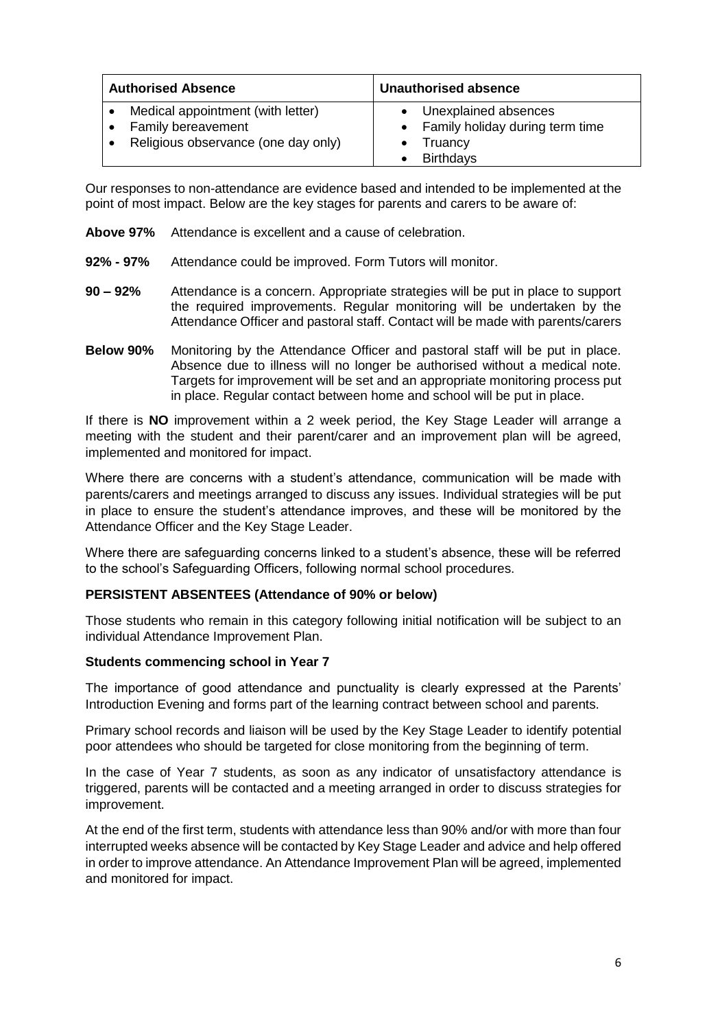| Authorised Absence | Unauthorised absence |
| --- | --- |
| • Medical appointment (with letter)<br>• Family bereavement<br>• Religious observance (one day only) | • Unexplained absences<br>• Family holiday during term time<br>• Truancy<br>• Birthdays |

Our responses to non-attendance are evidence based and intended to be implemented at the point of most impact. Below are the key stages for parents and carers to be aware of:

**Above 97%** Attendance is excellent and a cause of celebration.

**92% - 97%** Attendance could be improved. Form Tutors will monitor.

**90 – 92%** Attendance is a concern. Appropriate strategies will be put in place to support the required improvements. Regular monitoring will be undertaken by the Attendance Officer and pastoral staff. Contact will be made with parents/carers

**Below 90%** Monitoring by the Attendance Officer and pastoral staff will be put in place. Absence due to illness will no longer be authorised without a medical note. Targets for improvement will be set and an appropriate monitoring process put in place. Regular contact between home and school will be put in place.

If there is **NO** improvement within a 2 week period, the Key Stage Leader will arrange a meeting with the student and their parent/carer and an improvement plan will be agreed, implemented and monitored for impact.

Where there are concerns with a student's attendance, communication will be made with parents/carers and meetings arranged to discuss any issues. Individual strategies will be put in place to ensure the student's attendance improves, and these will be monitored by the Attendance Officer and the Key Stage Leader.

Where there are safeguarding concerns linked to a student's absence, these will be referred to the school's Safeguarding Officers, following normal school procedures.

**PERSISTENT ABSENTEES (Attendance of 90% or below)**

Those students who remain in this category following initial notification will be subject to an individual Attendance Improvement Plan.

**Students commencing school in Year 7**

The importance of good attendance and punctuality is clearly expressed at the Parents' Introduction Evening and forms part of the learning contract between school and parents.

Primary school records and liaison will be used by the Key Stage Leader to identify potential poor attendees who should be targeted for close monitoring from the beginning of term.

In the case of Year 7 students, as soon as any indicator of unsatisfactory attendance is triggered, parents will be contacted and a meeting arranged in order to discuss strategies for improvement.

At the end of the first term, students with attendance less than 90% and/or with more than four interrupted weeks absence will be contacted by Key Stage Leader and advice and help offered in order to improve attendance. An Attendance Improvement Plan will be agreed, implemented and monitored for impact.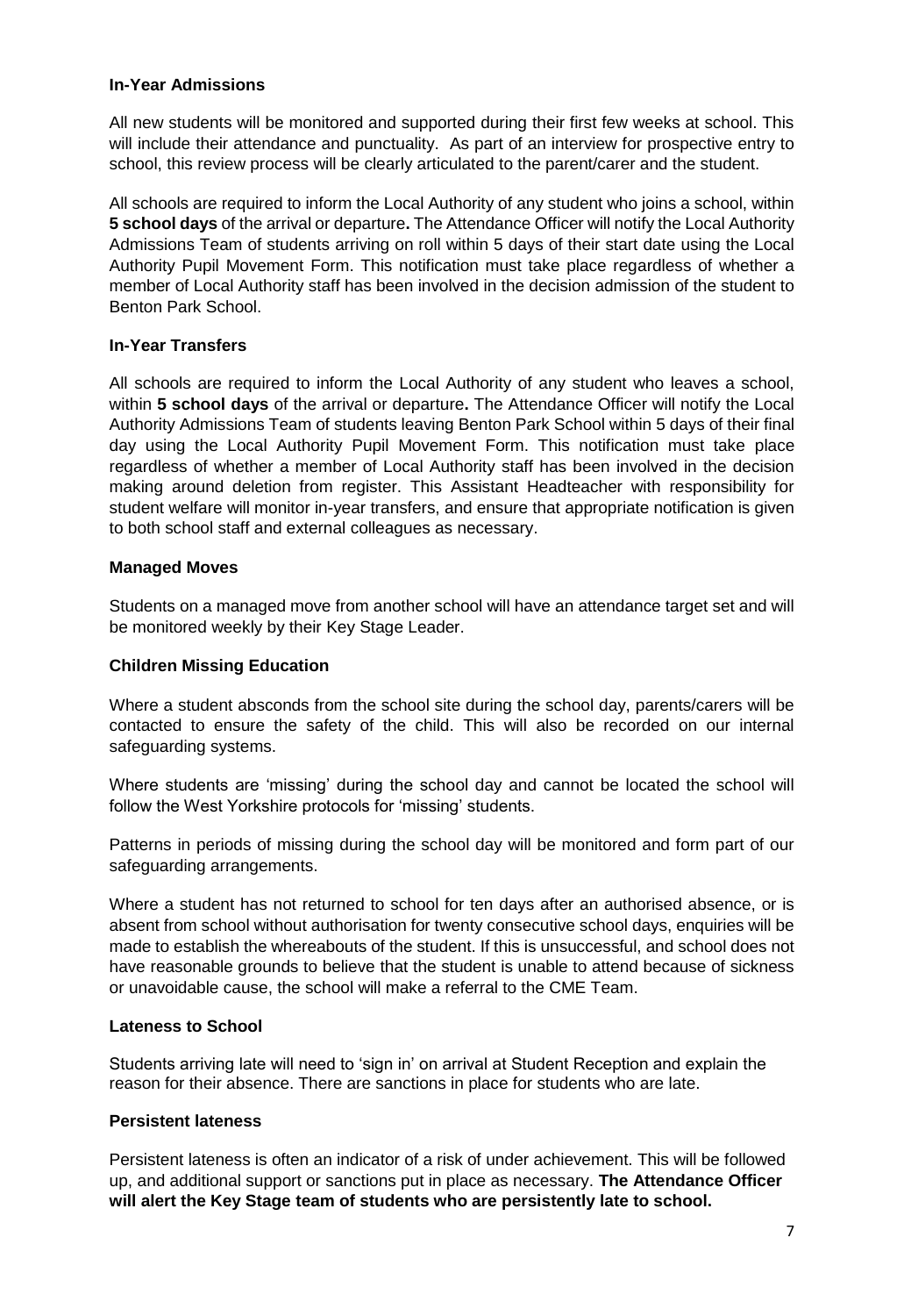### In-Year Admissions

All new students will be monitored and supported during their first few weeks at school. This will include their attendance and punctuality. As part of an interview for prospective entry to school, this review process will be clearly articulated to the parent/carer and the student.

All schools are required to inform the Local Authority of any student who joins a school, within **5 school days** of the arrival or departure**.** The Attendance Officer will notify the Local Authority Admissions Team of students arriving on roll within 5 days of their start date using the Local Authority Pupil Movement Form. This notification must take place regardless of whether a member of Local Authority staff has been involved in the decision admission of the student to Benton Park School.

### In-Year Transfers

All schools are required to inform the Local Authority of any student who leaves a school, within **5 school days** of the arrival or departure**.** The Attendance Officer will notify the Local Authority Admissions Team of students leaving Benton Park School within 5 days of their final day using the Local Authority Pupil Movement Form. This notification must take place regardless of whether a member of Local Authority staff has been involved in the decision making around deletion from register. This Assistant Headteacher with responsibility for student welfare will monitor in-year transfers, and ensure that appropriate notification is given to both school staff and external colleagues as necessary.

### Managed Moves

Students on a managed move from another school will have an attendance target set and will be monitored weekly by their Key Stage Leader.

### Children Missing Education

Where a student absconds from the school site during the school day, parents/carers will be contacted to ensure the safety of the child. This will also be recorded on our internal safeguarding systems.

Where students are 'missing' during the school day and cannot be located the school will follow the West Yorkshire protocols for 'missing' students.

Patterns in periods of missing during the school day will be monitored and form part of our safeguarding arrangements.

Where a student has not returned to school for ten days after an authorised absence, or is absent from school without authorisation for twenty consecutive school days, enquiries will be made to establish the whereabouts of the student. If this is unsuccessful, and school does not have reasonable grounds to believe that the student is unable to attend because of sickness or unavoidable cause, the school will make a referral to the CME Team.

### Lateness to School

Students arriving late will need to 'sign in' on arrival at Student Reception and explain the reason for their absence. There are sanctions in place for students who are late.

### Persistent lateness

Persistent lateness is often an indicator of a risk of under achievement. This will be followed up, and additional support or sanctions put in place as necessary. **The Attendance Officer will alert the Key Stage team of students who are persistently late to school.**